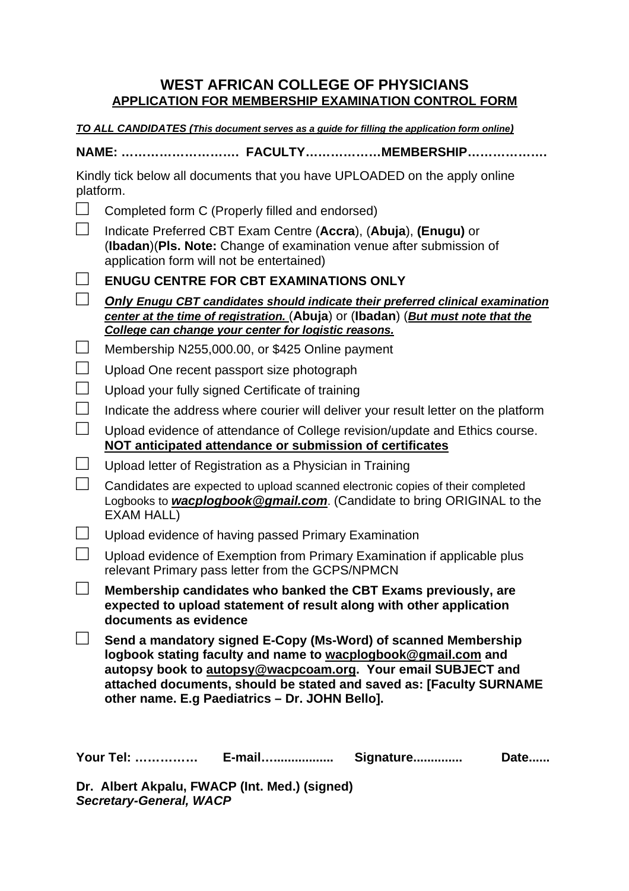# WEST AFRICAN COLLEGE OF PHYSICIANS

## APPLICATION FOR MEMBERSHIP EXAMINATION CONTROL FORM

***TO ALL CANDIDATES (This document serves as a guide for filling the application form online)***

**NAME: ………………………. FACULTY………………MEMBERSHIP………………**

Kindly tick below all documents that you have UPLOADED on the apply online platform.

- ☐ Completed form C (Properly filled and endorsed)
- ☐ Indicate Preferred CBT Exam Centre (**Accra**), (**Abuja**), **(Enugu)** or (**Ibadan**)(**Pls. Note:** Change of examination venue after submission of application form will not be entertained)
- ☐ **ENUGU CENTRE FOR CBT EXAMINATIONS ONLY**
- ☐ ***Only Enugu CBT candidates should indicate their preferred clinical examination center at the time of registration.*** (**Abuja**) or (**Ibadan**) (***But must note that the College can change your center for logistic reasons.***
- ☐ Membership N255,000.00, or $425 Online payment
- ☐ Upload One recent passport size photograph
- ☐ Upload your fully signed Certificate of training
- ☐ Indicate the address where courier will deliver your result letter on the platform
- ☐ Upload evidence of attendance of College revision/update and Ethics course. **NOT anticipated attendance or submission of certificates**
- ☐ Upload letter of Registration as a Physician in Training
- ☐ Candidates are expected to upload scanned electronic copies of their completed Logbooks to ***wacplogbook@gmail.com***. (Candidate to bring ORIGINAL to the EXAM HALL)
- ☐ Upload evidence of having passed Primary Examination
- ☐ Upload evidence of Exemption from Primary Examination if applicable plus relevant Primary pass letter from the GCPS/NPMCN
- ☐ **Membership candidates who banked the CBT Exams previously, are expected to upload statement of result along with other application documents as evidence**
- ☐ **Send a mandatory signed E-Copy (Ms-Word) of scanned Membership logbook stating faculty and name to wacplogbook@gmail.com and autopsy book to autopsy@wacpcoam.org. Your email SUBJECT and attached documents, should be stated and saved as: [Faculty SURNAME other name. E.g Paediatrics – Dr. JOHN Bello].**

**Your Tel: …………… E-mail…................. Signature............. Date......**

**Dr. Albert Akpalu, FWACP (Int. Med.) (signed)**
***Secretary-General, WACP***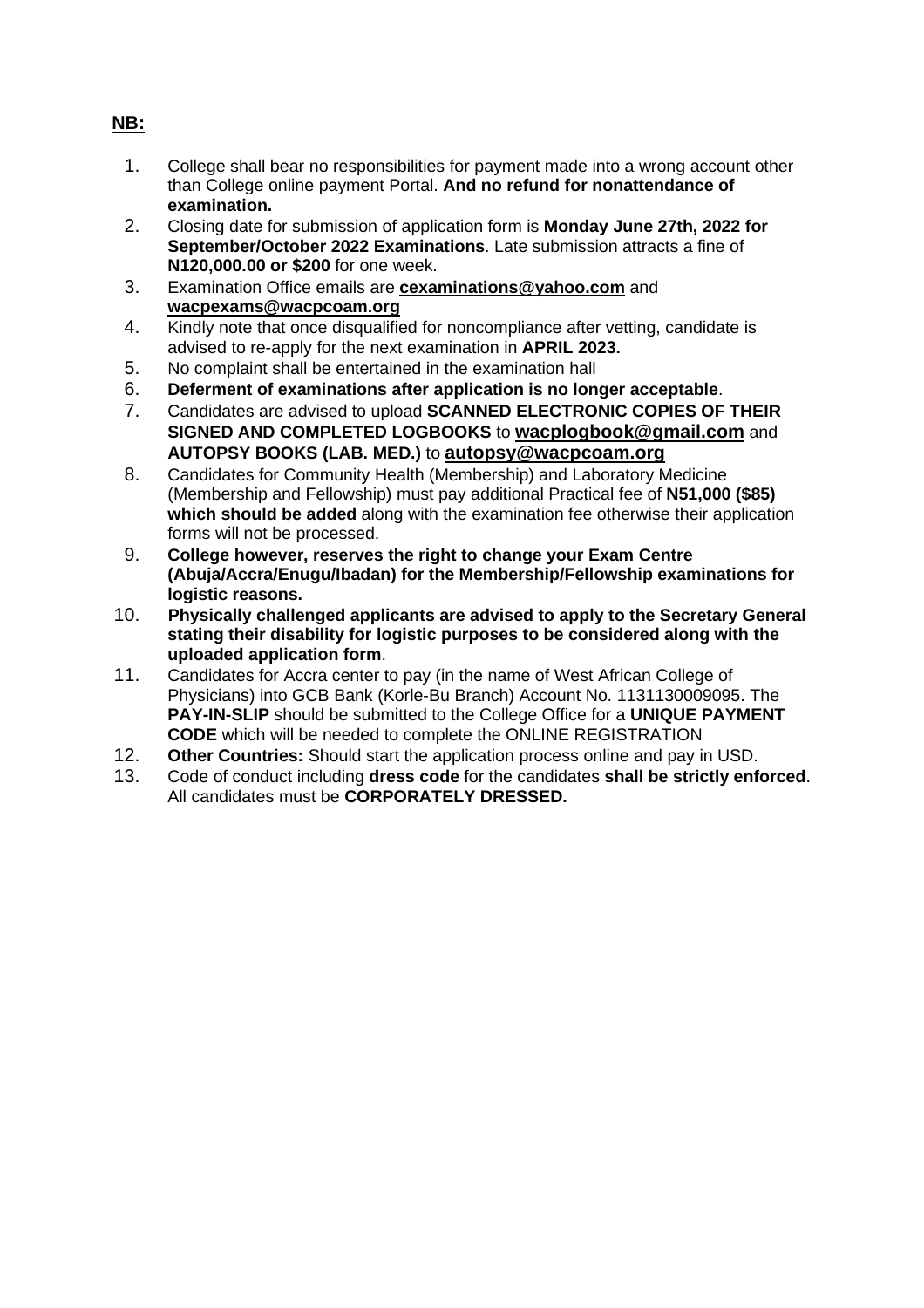**NB:**

1. College shall bear no responsibilities for payment made into a wrong account other than College online payment Portal. **And no refund for nonattendance of examination.**
2. Closing date for submission of application form is **Monday June 27th, 2022 for September/October 2022 Examinations**. Late submission attracts a fine of **N120,000.00 or $200** for one week.
3. Examination Office emails are **cexaminations@yahoo.com** and **wacpexams@wacpcoam.org**
4. Kindly note that once disqualified for noncompliance after vetting, candidate is advised to re-apply for the next examination in **APRIL 2023.**
5. No complaint shall be entertained in the examination hall
6. **Deferment of examinations after application is no longer acceptable**.
7. Candidates are advised to upload **SCANNED ELECTRONIC COPIES OF THEIR SIGNED AND COMPLETED LOGBOOKS** to **wacplogbook@gmail.com** and **AUTOPSY BOOKS (LAB. MED.)** to **autopsy@wacpcoam.org**
8. Candidates for Community Health (Membership) and Laboratory Medicine (Membership and Fellowship) must pay additional Practical fee of **N51,000 ($85) which should be added** along with the examination fee otherwise their application forms will not be processed.
9. **College however, reserves the right to change your Exam Centre (Abuja/Accra/Enugu/Ibadan) for the Membership/Fellowship examinations for logistic reasons.**
10. **Physically challenged applicants are advised to apply to the Secretary General stating their disability for logistic purposes to be considered along with the uploaded application form**.
11. Candidates for Accra center to pay (in the name of West African College of Physicians) into GCB Bank (Korle-Bu Branch) Account No. 1131130009095. The **PAY-IN-SLIP** should be submitted to the College Office for a **UNIQUE PAYMENT CODE** which will be needed to complete the ONLINE REGISTRATION
12. **Other Countries:** Should start the application process online and pay in USD.
13. Code of conduct including **dress code** for the candidates **shall be strictly enforced**. All candidates must be **CORPORATELY DRESSED.**